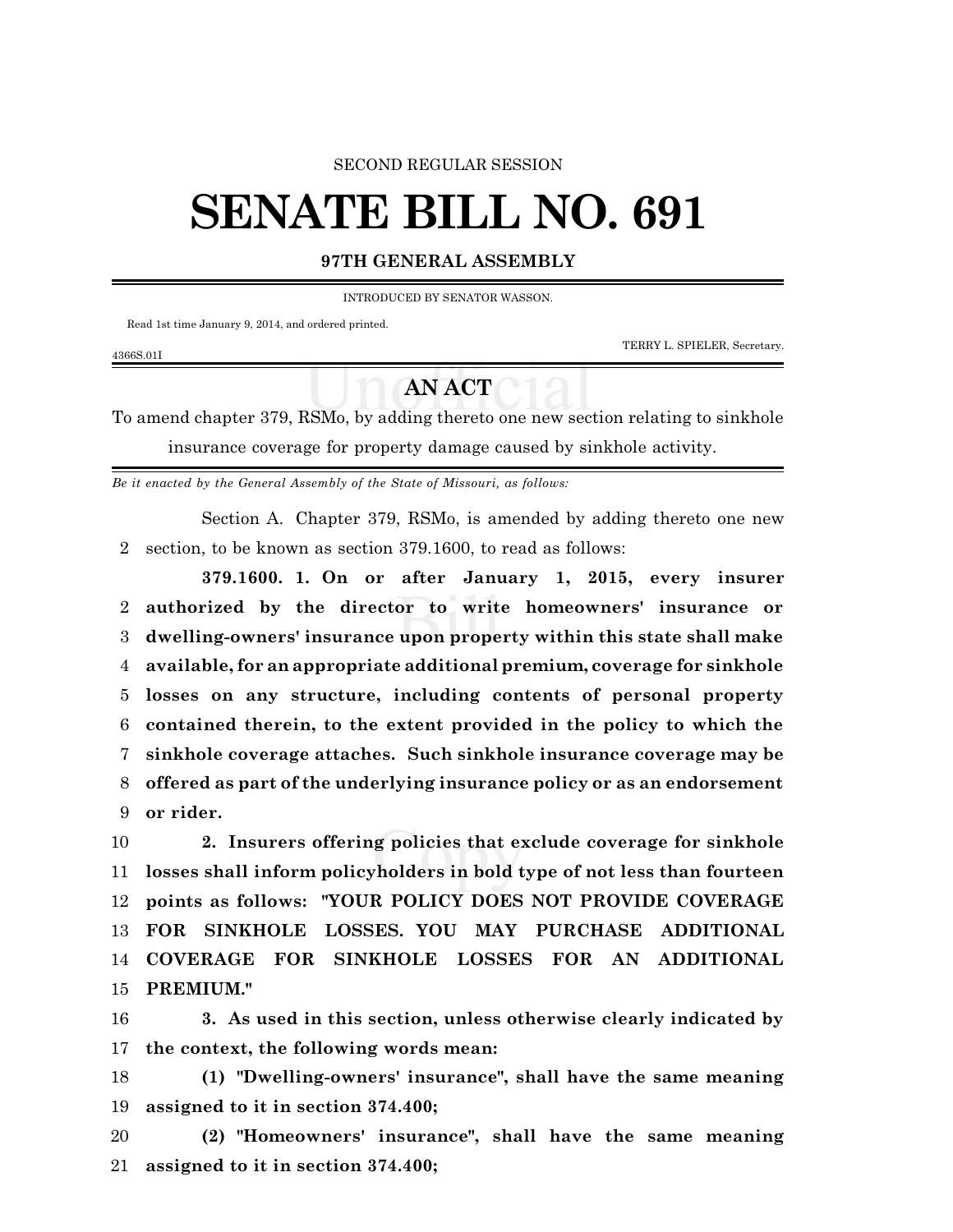SECOND REGULAR SESSION

# SENATE BILL NO. 691

**97TH GENERAL ASSEMBLY**

INTRODUCED BY SENATOR WASSON.

Read 1st time January 9, 2014, and ordered printed.

TERRY L. SPIELER, Secretary.

4366S.01I

## AN ACT

To amend chapter 379, RSMo, by adding thereto one new section relating to sinkhole insurance coverage for property damage caused by sinkhole activity.

*Be it enacted by the General Assembly of the State of Missouri, as follows:*

Section A. Chapter 379, RSMo, is amended by adding thereto one new section, to be known as section 379.1600, to read as follows:

**379.1600. 1. On or after January 1, 2015, every insurer authorized by the director to write homeowners' insurance or dwelling-owners' insurance upon property within this state shall make available, for an appropriate additional premium, coverage for sinkhole losses on any structure, including contents of personal property contained therein, to the extent provided in the policy to which the sinkhole coverage attaches. Such sinkhole insurance coverage may be offered as part of the underlying insurance policy or as an endorsement or rider.**

**2. Insurers offering policies that exclude coverage for sinkhole losses shall inform policyholders in bold type of not less than fourteen points as follows: "YOUR POLICY DOES NOT PROVIDE COVERAGE FOR SINKHOLE LOSSES. YOU MAY PURCHASE ADDITIONAL COVERAGE FOR SINKHOLE LOSSES FOR AN ADDITIONAL PREMIUM."**

**3. As used in this section, unless otherwise clearly indicated by the context, the following words mean:**

**(1) "Dwelling-owners' insurance", shall have the same meaning assigned to it in section 374.400;**

**(2) "Homeowners' insurance", shall have the same meaning assigned to it in section 374.400;**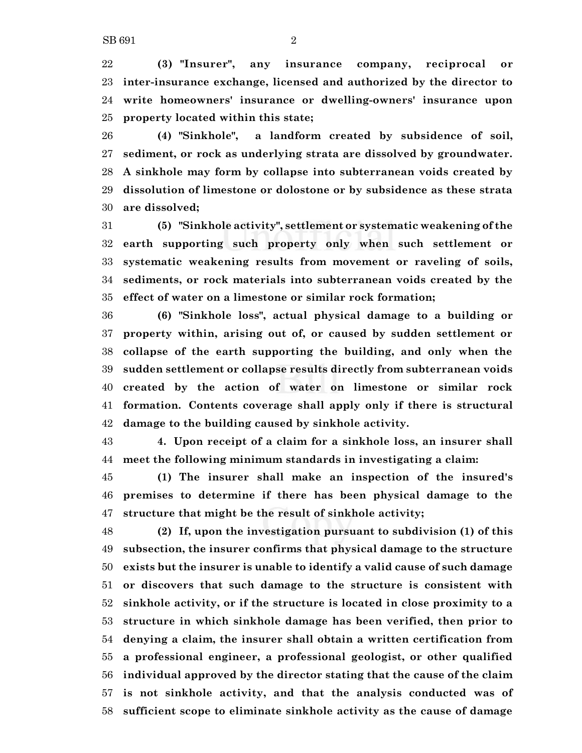**(3) "Insurer", any insurance company, reciprocal or inter-insurance exchange, licensed and authorized by the director to write homeowners' insurance or dwelling-owners' insurance upon property located within this state;**

**(4) "Sinkhole", a landform created by subsidence of soil, sediment, or rock as underlying strata are dissolved by groundwater. A sinkhole may form by collapse into subterranean voids created by dissolution of limestone or dolostone or by subsidence as these strata are dissolved;**

**(5) "Sinkhole activity", settlement or systematic weakening of the earth supporting such property only when such settlement or systematic weakening results from movement or raveling of soils, sediments, or rock materials into subterranean voids created by the effect of water on a limestone or similar rock formation;**

**(6) "Sinkhole loss", actual physical damage to a building or property within, arising out of, or caused by sudden settlement or collapse of the earth supporting the building, and only when the sudden settlement or collapse results directly from subterranean voids created by the action of water on limestone or similar rock formation. Contents coverage shall apply only if there is structural damage to the building caused by sinkhole activity.**

**4. Upon receipt of a claim for a sinkhole loss, an insurer shall meet the following minimum standards in investigating a claim:**

**(1) The insurer shall make an inspection of the insured's premises to determine if there has been physical damage to the structure that might be the result of sinkhole activity;**

**(2) If, upon the investigation pursuant to subdivision (1) of this subsection, the insurer confirms that physical damage to the structure exists but the insurer is unable to identify a valid cause of such damage or discovers that such damage to the structure is consistent with sinkhole activity, or if the structure is located in close proximity to a structure in which sinkhole damage has been verified, then prior to denying a claim, the insurer shall obtain a written certification from a professional engineer, a professional geologist, or other qualified individual approved by the director stating that the cause of the claim is not sinkhole activity, and that the analysis conducted was of sufficient scope to eliminate sinkhole activity as the cause of damage**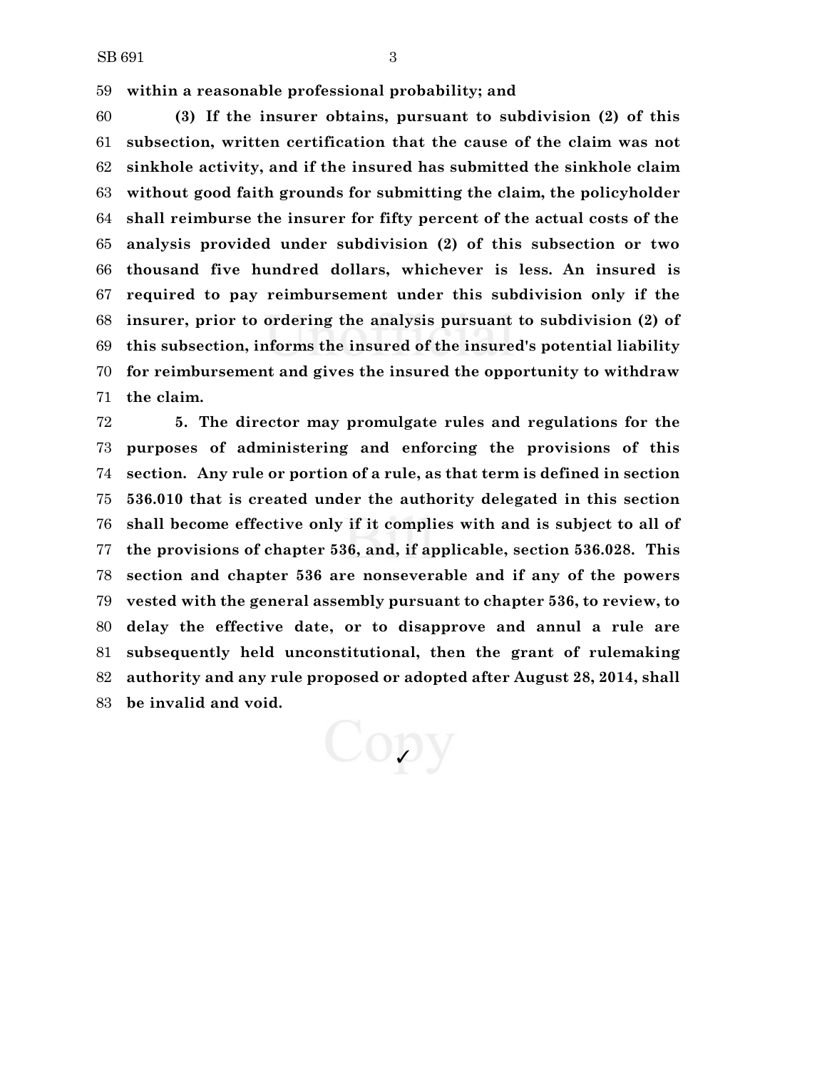**within a reasonable professional probability; and**

**(3) If the insurer obtains, pursuant to subdivision (2) of this subsection, written certification that the cause of the claim was not sinkhole activity, and if the insured has submitted the sinkhole claim without good faith grounds for submitting the claim, the policyholder shall reimburse the insurer for fifty percent of the actual costs of the analysis provided under subdivision (2) of this subsection or two thousand five hundred dollars, whichever is less. An insured is required to pay reimbursement under this subdivision only if the insurer, prior to ordering the analysis pursuant to subdivision (2) of this subsection, informs the insured of the insured's potential liability for reimbursement and gives the insured the opportunity to withdraw the claim.**

**5. The director may promulgate rules and regulations for the purposes of administering and enforcing the provisions of this section. Any rule or portion of a rule, as that term is defined in section 536.010 that is created under the authority delegated in this section shall become effective only if it complies with and is subject to all of the provisions of chapter 536, and, if applicable, section 536.028. This section and chapter 536 are nonseverable and if any of the powers vested with the general assembly pursuant to chapter 536, to review, to delay the effective date, or to disapprove and annul a rule are subsequently held unconstitutional, then the grant of rulemaking authority and any rule proposed or adopted after August 28, 2014, shall be invalid and void.**

✓